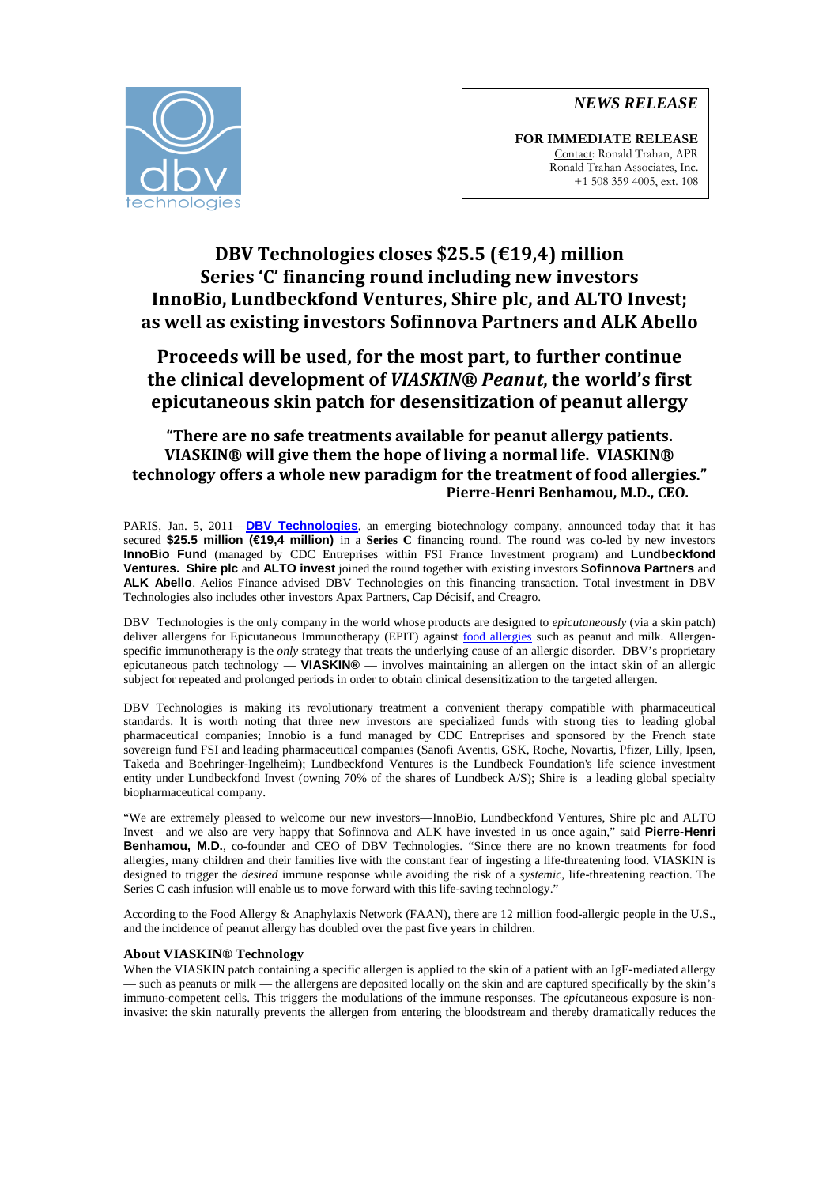*NEWS RELEASE*

**FOR IMMEDIATE RELEASE**
Contact: Ronald Trahan, APR
Ronald Trahan Associates, Inc.
+1 508 359 4005, ext. 108

# DBV Technologies closes $25.5 (€19,4) million Series 'C' financing round including new investors InnoBio, Lundbeckfond Ventures, Shire plc, and ALTO Invest; as well as existing investors Sofinnova Partners and ALK Abello

## Proceeds will be used, for the most part, to further continue the clinical development of *VIASKIN® Peanut*, the world's first epicutaneous skin patch for desensitization of peanut allergy

### "There are no safe treatments available for peanut allergy patients. VIASKIN® will give them the hope of living a normal life. VIASKIN® technology offers a whole new paradigm for the treatment of food allergies." Pierre-Henri Benhamou, M.D., CEO.

PARIS, Jan. 5, 2011—**DBV Technologies**, an emerging biotechnology company, announced today that it has secured **$25.5 million (€19,4 million)** in a **Series C** financing round. The round was co-led by new investors **InnoBio Fund** (managed by CDC Entreprises within FSI France Investment program) and **Lundbeckfond Ventures. Shire plc** and **ALTO invest** joined the round together with existing investors **Sofinnova Partners** and **ALK Abello**. Aelios Finance advised DBV Technologies on this financing transaction. Total investment in DBV Technologies also includes other investors Apax Partners, Cap Décisif, and Creagro.

DBV Technologies is the only company in the world whose products are designed to *epicutaneously* (via a skin patch) deliver allergens for Epicutaneous Immunotherapy (EPIT) against food allergies such as peanut and milk. Allergen-specific immunotherapy is the *only* strategy that treats the underlying cause of an allergic disorder. DBV's proprietary epicutaneous patch technology — **VIASKIN®** — involves maintaining an allergen on the intact skin of an allergic subject for repeated and prolonged periods in order to obtain clinical desensitization to the targeted allergen.

DBV Technologies is making its revolutionary treatment a convenient therapy compatible with pharmaceutical standards. It is worth noting that three new investors are specialized funds with strong ties to leading global pharmaceutical companies; Innobio is a fund managed by CDC Entreprises and sponsored by the French state sovereign fund FSI and leading pharmaceutical companies (Sanofi Aventis, GSK, Roche, Novartis, Pfizer, Lilly, Ipsen, Takeda and Boehringer-Ingelheim); Lundbeckfond Ventures is the Lundbeck Foundation's life science investment entity under Lundbeckfond Invest (owning 70% of the shares of Lundbeck A/S); Shire is a leading global specialty biopharmaceutical company.

"We are extremely pleased to welcome our new investors—InnoBio, Lundbeckfond Ventures, Shire plc and ALTO Invest—and we also are very happy that Sofinnova and ALK have invested in us once again," said **Pierre-Henri Benhamou, M.D.**, co-founder and CEO of DBV Technologies. "Since there are no known treatments for food allergies, many children and their families live with the constant fear of ingesting a life-threatening food. VIASKIN is designed to trigger the *desired* immune response while avoiding the risk of a *systemic*, life-threatening reaction. The Series C cash infusion will enable us to move forward with this life-saving technology."

According to the Food Allergy & Anaphylaxis Network (FAAN), there are 12 million food-allergic people in the U.S., and the incidence of peanut allergy has doubled over the past five years in children.

**About VIASKIN® Technology**

When the VIASKIN patch containing a specific allergen is applied to the skin of a patient with an IgE-mediated allergy — such as peanuts or milk — the allergens are deposited locally on the skin and are captured specifically by the skin's immuno-competent cells. This triggers the modulations of the immune responses. The *epi*cutaneous exposure is non-invasive: the skin naturally prevents the allergen from entering the bloodstream and thereby dramatically reduces the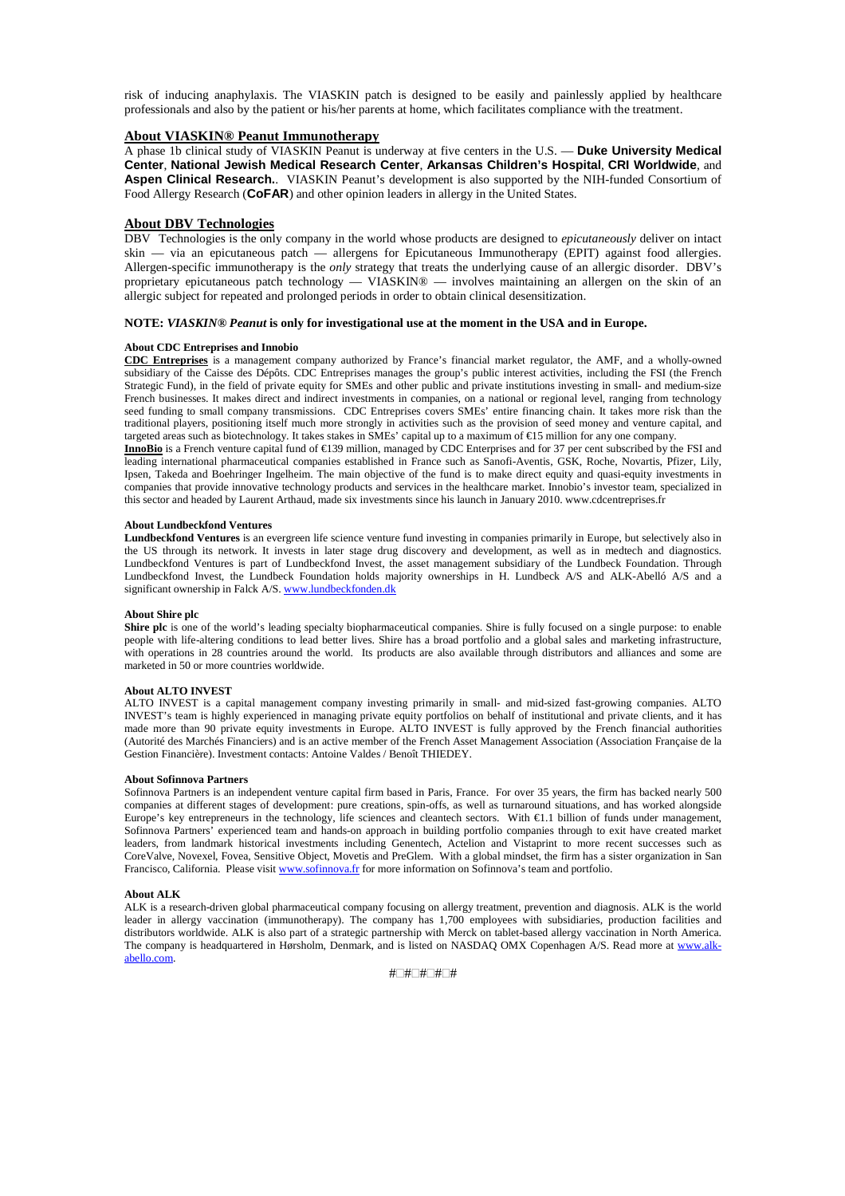risk of inducing anaphylaxis. The VIASKIN patch is designed to be easily and painlessly applied by healthcare professionals and also by the patient or his/her parents at home, which facilitates compliance with the treatment.

## About VIASKIN® Peanut Immunotherapy

A phase 1b clinical study of VIASKIN Peanut is underway at five centers in the U.S. — **Duke University Medical Center**, **National Jewish Medical Research Center**, **Arkansas Children's Hospital**, **CRI Worldwide**, and **Aspen Clinical Research.**. VIASKIN Peanut's development is also supported by the NIH-funded Consortium of Food Allergy Research (**CoFAR**) and other opinion leaders in allergy in the United States.

## About DBV Technologies

DBV Technologies is the only company in the world whose products are designed to *epicutaneously* deliver on intact skin — via an epicutaneous patch — allergens for Epicutaneous Immunotherapy (EPIT) against food allergies. Allergen-specific immunotherapy is the *only* strategy that treats the underlying cause of an allergic disorder. DBV's proprietary epicutaneous patch technology — VIASKIN® — involves maintaining an allergen on the skin of an allergic subject for repeated and prolonged periods in order to obtain clinical desensitization.

**NOTE: *VIASKIN® Peanut* is only for investigational use at the moment in the USA and in Europe.**

### About CDC Entreprises and Innobio

**CDC Entreprises** is a management company authorized by France's financial market regulator, the AMF, and a wholly-owned subsidiary of the Caisse des Dépôts. CDC Entreprises manages the group's public interest activities, including the FSI (the French Strategic Fund), in the field of private equity for SMEs and other public and private institutions investing in small- and medium-size French businesses. It makes direct and indirect investments in companies, on a national or regional level, ranging from technology seed funding to small company transmissions. CDC Entreprises covers SMEs' entire financing chain. It takes more risk than the traditional players, positioning itself much more strongly in activities such as the provision of seed money and venture capital, and targeted areas such as biotechnology. It takes stakes in SMEs' capital up to a maximum of €15 million for any one company.

**InnoBio** is a French venture capital fund of €139 million, managed by CDC Enterprises and for 37 per cent subscribed by the FSI and leading international pharmaceutical companies established in France such as Sanofi-Aventis, GSK, Roche, Novartis, Pfizer, Lily, Ipsen, Takeda and Boehringer Ingelheim. The main objective of the fund is to make direct equity and quasi-equity investments in companies that provide innovative technology products and services in the healthcare market. Innobio's investor team, specialized in this sector and headed by Laurent Arthaud, made six investments since his launch in January 2010. www.cdcentreprises.fr

### About Lundbeckfond Ventures

**Lundbeckfond Ventures** is an evergreen life science venture fund investing in companies primarily in Europe, but selectively also in the US through its network. It invests in later stage drug discovery and development, as well as in medtech and diagnostics. Lundbeckfond Ventures is part of Lundbeckfond Invest, the asset management subsidiary of the Lundbeck Foundation. Through Lundbeckfond Invest, the Lundbeck Foundation holds majority ownerships in H. Lundbeck A/S and ALK-Abelló A/S and a significant ownership in Falck A/S. www.lundbeckfonden.dk

### About Shire plc

**Shire plc** is one of the world's leading specialty biopharmaceutical companies. Shire is fully focused on a single purpose: to enable people with life-altering conditions to lead better lives. Shire has a broad portfolio and a global sales and marketing infrastructure, with operations in 28 countries around the world. Its products are also available through distributors and alliances and some are marketed in 50 or more countries worldwide.

### About ALTO INVEST

ALTO INVEST is a capital management company investing primarily in small- and mid-sized fast-growing companies. ALTO INVEST's team is highly experienced in managing private equity portfolios on behalf of institutional and private clients, and it has made more than 90 private equity investments in Europe. ALTO INVEST is fully approved by the French financial authorities (Autorité des Marchés Financiers) and is an active member of the French Asset Management Association (Association Française de la Gestion Financière). Investment contacts: Antoine Valdes / Benoît THIEDEY.

### About Sofinnova Partners

Sofinnova Partners is an independent venture capital firm based in Paris, France. For over 35 years, the firm has backed nearly 500 companies at different stages of development: pure creations, spin-offs, as well as turnaround situations, and has worked alongside Europe's key entrepreneurs in the technology, life sciences and cleantech sectors. With €1.1 billion of funds under management, Sofinnova Partners' experienced team and hands-on approach in building portfolio companies through to exit have created market leaders, from landmark historical investments including Genentech, Actelion and Vistaprint to more recent successes such as CoreValve, Novexel, Fovea, Sensitive Object, Movetis and PreGlem. With a global mindset, the firm has a sister organization in San Francisco, California. Please visit www.sofinnova.fr for more information on Sofinnova's team and portfolio.

### About ALK

ALK is a research-driven global pharmaceutical company focusing on allergy treatment, prevention and diagnosis. ALK is the world leader in allergy vaccination (immunotherapy). The company has 1,700 employees with subsidiaries, production facilities and distributors worldwide. ALK is also part of a strategic partnership with Merck on tablet-based allergy vaccination in North America. The company is headquartered in Hørsholm, Denmark, and is listed on NASDAQ OMX Copenhagen A/S. Read more at www.alk-abello.com.

# # # #